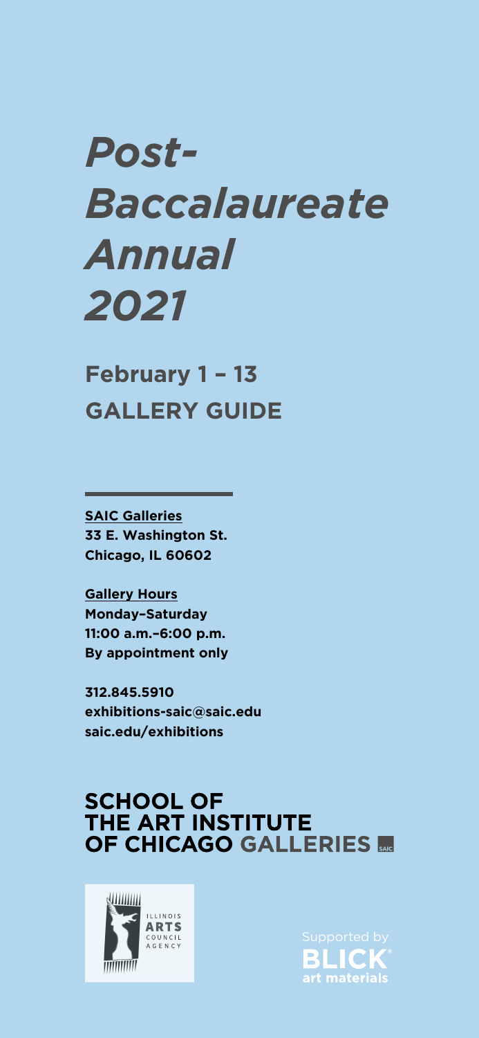# *Post-Baccalaureate Annual 2021*

## February 1 – 13
## GALLERY GUIDE

**SAIC Galleries**
**33 E. Washington St.**
**Chicago, IL 60602**

**Gallery Hours**
**Monday–Saturday**
**11:00 a.m.–6:00 p.m.**
**By appointment only**

**312.845.5910**
**exhibitions-saic@saic.edu**
**saic.edu/exhibitions**

**SCHOOL OF THE ART INSTITUTE OF CHICAGO GALLERIES**

ILLINOIS ARTS COUNCIL AGENCY

Supported by BLICK art materials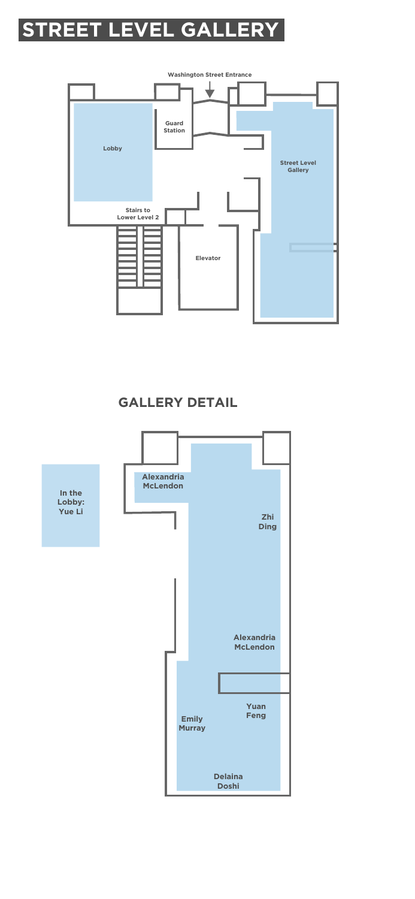# STREET LEVEL GALLERY

Washington Street Entrance

Guard Station

Lobby

Street Level Gallery

Stairs to Lower Level 2

Elevator

## GALLERY DETAIL

In the Lobby: Yue Li

Alexandria McLendon

Zhi Ding

Alexandria McLendon

Yuan Feng

Emily Murray

Delaina Doshi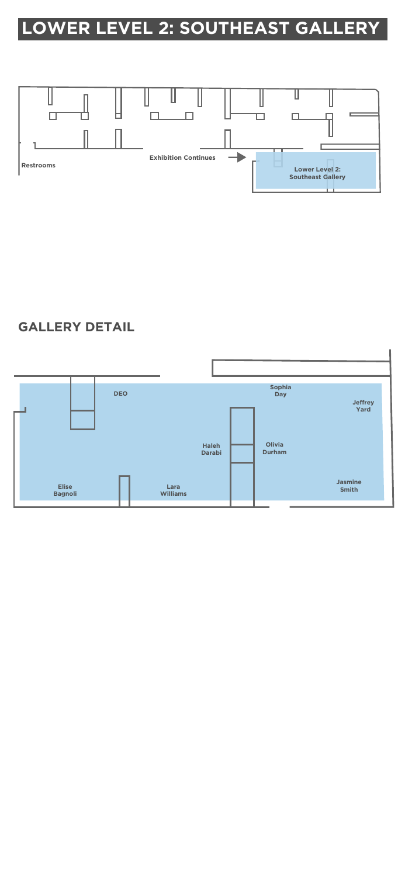# LOWER LEVEL 2: SOUTHEAST GALLERY

Restrooms

Exhibition Continues

Lower Level 2: Southeast Gallery

## GALLERY DETAIL

DEO

Sophia Day

Jeffrey Yard

Haleh Darabi

Olivia Durham

Elise Bagnoli

Lara Williams

Jasmine Smith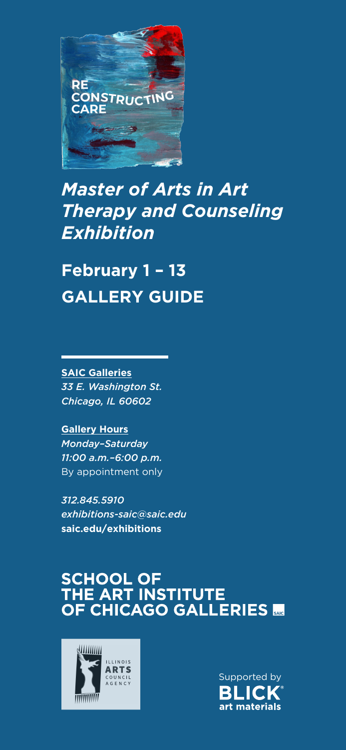RE
CONSTRUCTING
CARE

# *Master of Arts in Art Therapy and Counseling Exhibition*

## February 1 – 13
## GALLERY GUIDE

**SAIC Galleries**
*33 E. Washington St.*
*Chicago, IL 60602*

**Gallery Hours**
*Monday–Saturday*
*11:00 a.m.–6:00 p.m.*
By appointment only

*312.845.5910*
*exhibitions-saic@saic.edu*
**saic.edu/exhibitions**

**SCHOOL OF THE ART INSTITUTE OF CHICAGO GALLERIES**

ILLINOIS ARTS COUNCIL AGENCY

Supported by
**BLICK®**
**art materials**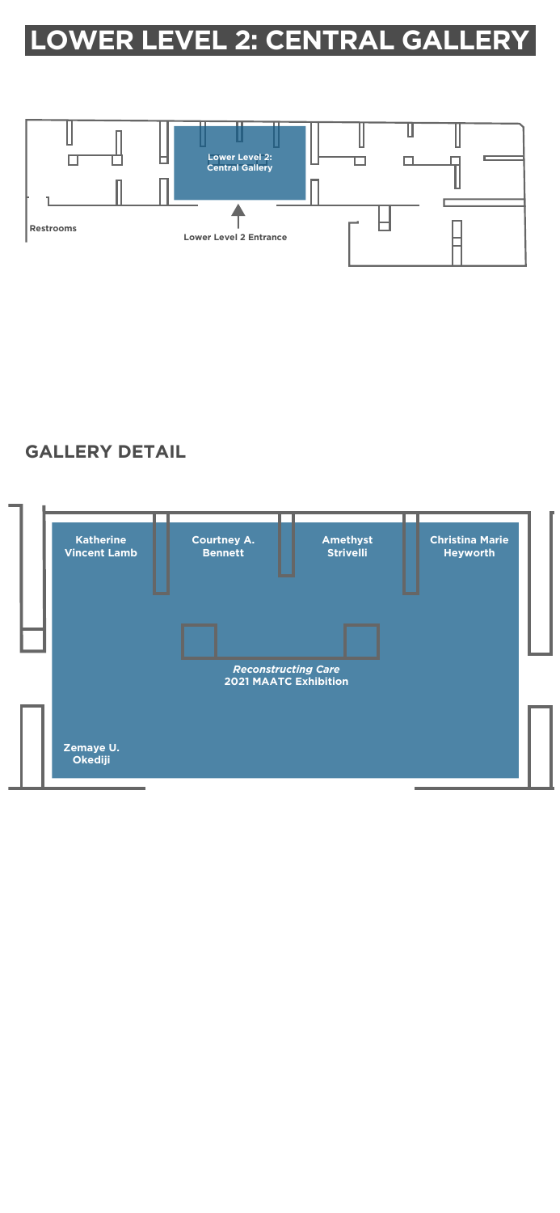# LOWER LEVEL 2: CENTRAL GALLERY

**Lower Level 2: Central Gallery**

**Restrooms**

**Lower Level 2 Entrance**

## GALLERY DETAIL

**Katherine Vincent Lamb**

**Courtney A. Bennett**

**Amethyst Strivelli**

**Christina Marie Heyworth**

***Reconstructing Care***
**2021 MAATC Exhibition**

**Zemaye U. Okediji**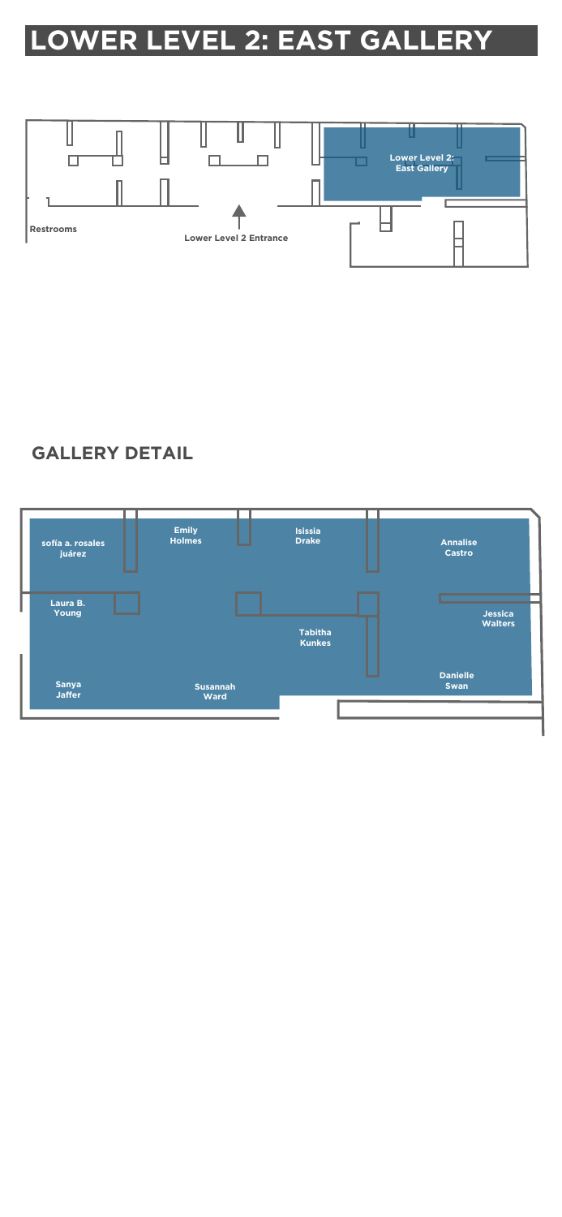# LOWER LEVEL 2: EAST GALLERY

Restrooms

Lower Level 2 Entrance

Lower Level 2: East Gallery

## GALLERY DETAIL

sofía a. rosales juárez

Emily Holmes

Isissia Drake

Annalise Castro

Laura B. Young

Jessica Walters

Tabitha Kunkes

Danielle Swan

Sanya Jaffer

Susannah Ward